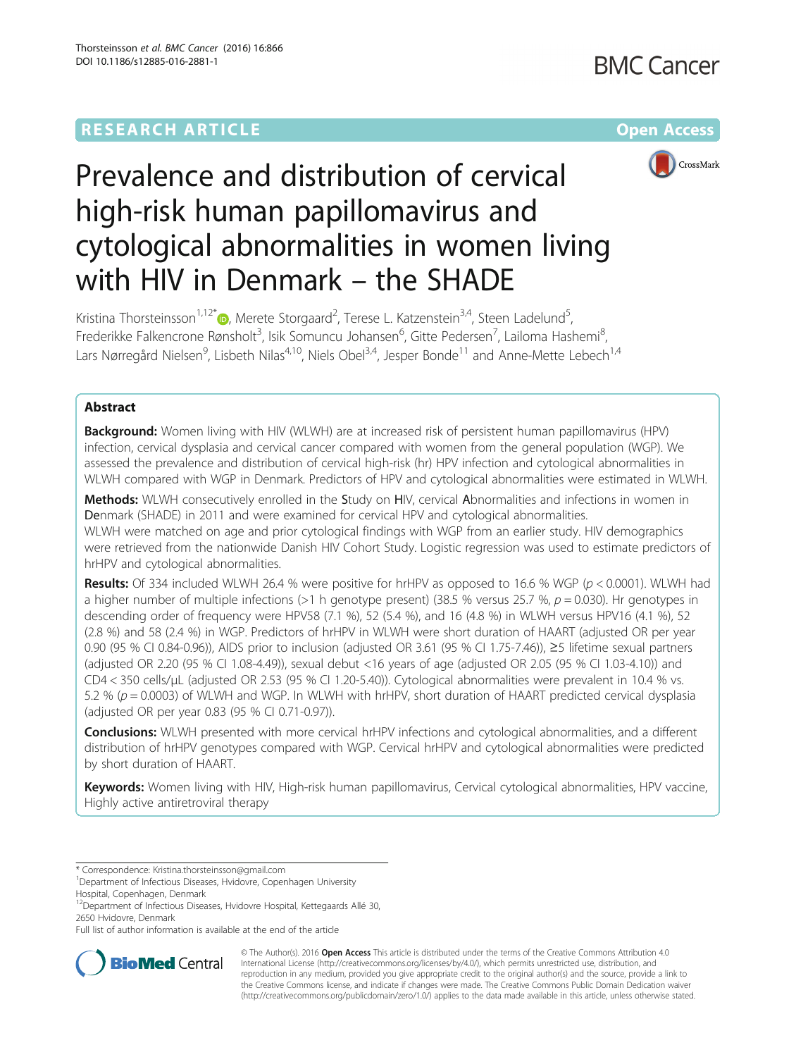RESEARCH ARTICLE

Open Access

# Prevalence and distribution of cervical high-risk human papillomavirus and cytological abnormalities in women living with HIV in Denmark – the SHADE

Kristina Thorsteinsson[1,12*], Merete Storgaard[2], Terese L. Katzenstein[3,4], Steen Ladelund[5], Frederikke Falkencrone Rønsholt[3], Isik Somuncu Johansen[6], Gitte Pedersen[7], Lailoma Hashemi[8], Lars Nørregård Nielsen[9], Lisbeth Nilas[4,10], Niels Obel[3,4], Jesper Bonde[11] and Anne-Mette Lebech[1,4]

## Abstract

**Background:** Women living with HIV (WLWH) are at increased risk of persistent human papillomavirus (HPV) infection, cervical dysplasia and cervical cancer compared with women from the general population (WGP). We assessed the prevalence and distribution of cervical high-risk (hr) HPV infection and cytological abnormalities in WLWH compared with WGP in Denmark. Predictors of HPV and cytological abnormalities were estimated in WLWH.

**Methods:** WLWH consecutively enrolled in the Study on HIV, cervical Abnormalities and infections in women in Denmark (SHADE) in 2011 and were examined for cervical HPV and cytological abnormalities.
WLWH were matched on age and prior cytological findings with WGP from an earlier study. HIV demographics were retrieved from the nationwide Danish HIV Cohort Study. Logistic regression was used to estimate predictors of hrHPV and cytological abnormalities.

**Results:** Of 334 included WLWH 26.4 % were positive for hrHPV as opposed to 16.6 % WGP ($p < 0.0001$). WLWH had a higher number of multiple infections (>1 h genotype present) (38.5 % versus 25.7 %, $p = 0.030$). Hr genotypes in descending order of frequency were HPV58 (7.1 %), 52 (5.4 %), and 16 (4.8 %) in WLWH versus HPV16 (4.1 %), 52 (2.8 %) and 58 (2.4 %) in WGP. Predictors of hrHPV in WLWH were short duration of HAART (adjusted OR per year 0.90 (95 % CI 0.84-0.96)), AIDS prior to inclusion (adjusted OR 3.61 (95 % CI 1.75-7.46)), ≥5 lifetime sexual partners (adjusted OR 2.20 (95 % CI 1.08-4.49)), sexual debut <16 years of age (adjusted OR 2.05 (95 % CI 1.03-4.10)) and CD4 < 350 cells/μL (adjusted OR 2.53 (95 % CI 1.20-5.40)). Cytological abnormalities were prevalent in 10.4 % vs. 5.2 % ($p = 0.0003$) of WLWH and WGP. In WLWH with hrHPV, short duration of HAART predicted cervical dysplasia (adjusted OR per year 0.83 (95 % CI 0.71-0.97)).

**Conclusions:** WLWH presented with more cervical hrHPV infections and cytological abnormalities, and a different distribution of hrHPV genotypes compared with WGP. Cervical hrHPV and cytological abnormalities were predicted by short duration of HAART.

**Keywords:** Women living with HIV, High-risk human papillomavirus, Cervical cytological abnormalities, HPV vaccine, Highly active antiretroviral therapy

---

* Correspondence: Kristina.thorsteinsson@gmail.com
[1]Department of Infectious Diseases, Hvidovre, Copenhagen University Hospital, Copenhagen, Denmark
[12]Department of Infectious Diseases, Hvidovre Hospital, Kettegaards Allé 30, 2650 Hvidovre, Denmark
Full list of author information is available at the end of the article

© The Author(s). 2016 **Open Access** This article is distributed under the terms of the Creative Commons Attribution 4.0 International License (http://creativecommons.org/licenses/by/4.0/), which permits unrestricted use, distribution, and reproduction in any medium, provided you give appropriate credit to the original author(s) and the source, provide a link to the Creative Commons license, and indicate if changes were made. The Creative Commons Public Domain Dedication waiver (http://creativecommons.org/publicdomain/zero/1.0/) applies to the data made available in this article, unless otherwise stated.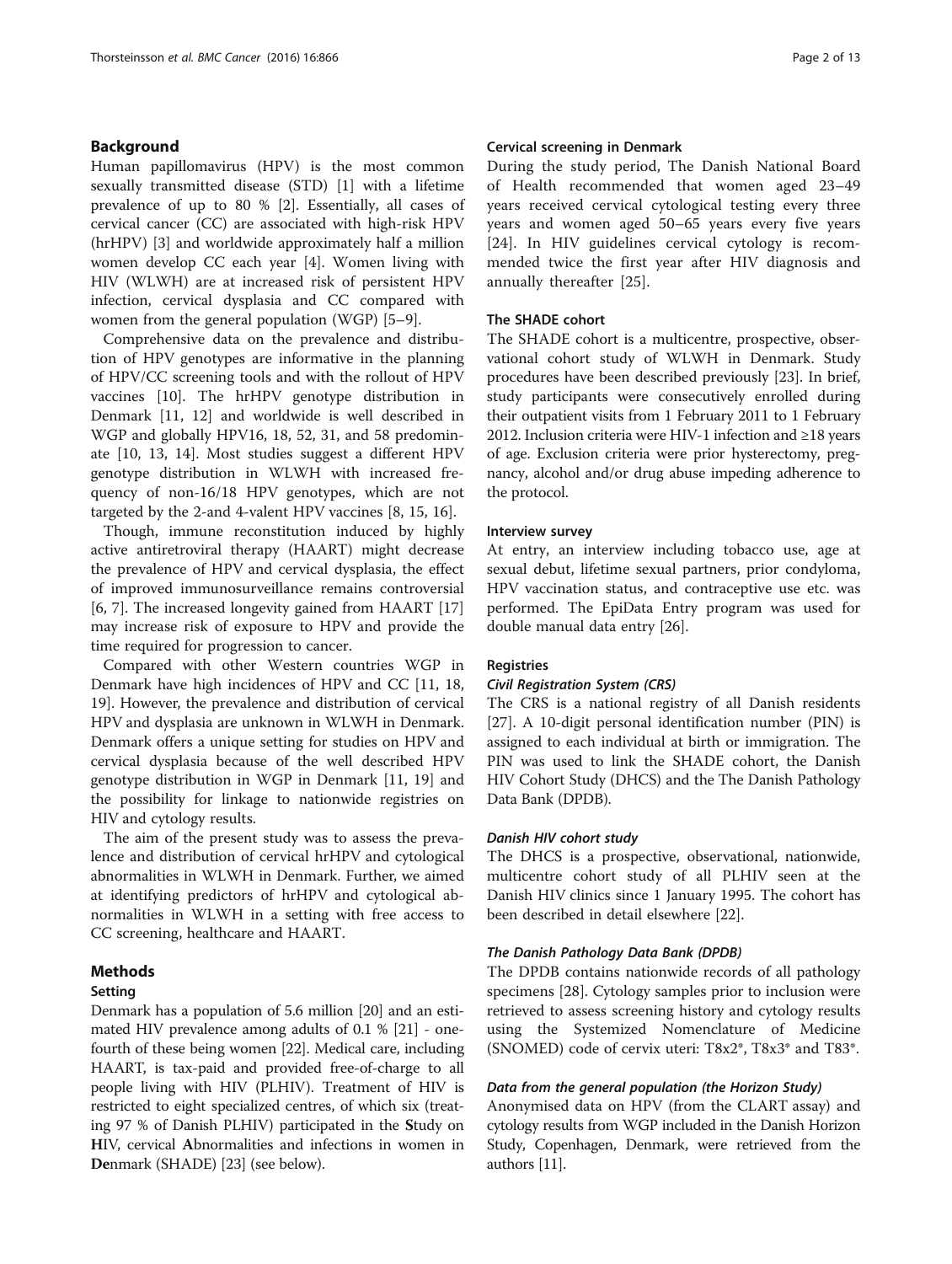## Background

Human papillomavirus (HPV) is the most common sexually transmitted disease (STD) [1] with a lifetime prevalence of up to 80 % [2]. Essentially, all cases of cervical cancer (CC) are associated with high-risk HPV (hrHPV) [3] and worldwide approximately half a million women develop CC each year [4]. Women living with HIV (WLWH) are at increased risk of persistent HPV infection, cervical dysplasia and CC compared with women from the general population (WGP) [5–9].

Comprehensive data on the prevalence and distribution of HPV genotypes are informative in the planning of HPV/CC screening tools and with the rollout of HPV vaccines [10]. The hrHPV genotype distribution in Denmark [11, 12] and worldwide is well described in WGP and globally HPV16, 18, 52, 31, and 58 predominate [10, 13, 14]. Most studies suggest a different HPV genotype distribution in WLWH with increased frequency of non-16/18 HPV genotypes, which are not targeted by the 2-and 4-valent HPV vaccines [8, 15, 16].

Though, immune reconstitution induced by highly active antiretroviral therapy (HAART) might decrease the prevalence of HPV and cervical dysplasia, the effect of improved immunosurveillance remains controversial [6, 7]. The increased longevity gained from HAART [17] may increase risk of exposure to HPV and provide the time required for progression to cancer.

Compared with other Western countries WGP in Denmark have high incidences of HPV and CC [11, 18, 19]. However, the prevalence and distribution of cervical HPV and dysplasia are unknown in WLWH in Denmark. Denmark offers a unique setting for studies on HPV and cervical dysplasia because of the well described HPV genotype distribution in WGP in Denmark [11, 19] and the possibility for linkage to nationwide registries on HIV and cytology results.

The aim of the present study was to assess the prevalence and distribution of cervical hrHPV and cytological abnormalities in WLWH in Denmark. Further, we aimed at identifying predictors of hrHPV and cytological abnormalities in WLWH in a setting with free access to CC screening, healthcare and HAART.

## Methods

### Setting

Denmark has a population of 5.6 million [20] and an estimated HIV prevalence among adults of 0.1 % [21] - one-fourth of these being women [22]. Medical care, including HAART, is tax-paid and provided free-of-charge to all people living with HIV (PLHIV). Treatment of HIV is restricted to eight specialized centres, of which six (treating 97 % of Danish PLHIV) participated in the **S**tudy on **H**IV, cervical **A**bnormalities and infections in women in **De**nmark (SHADE) [23] (see below).

### Cervical screening in Denmark

During the study period, The Danish National Board of Health recommended that women aged 23–49 years received cervical cytological testing every three years and women aged 50–65 years every five years [24]. In HIV guidelines cervical cytology is recommended twice the first year after HIV diagnosis and annually thereafter [25].

### The SHADE cohort

The SHADE cohort is a multicentre, prospective, observational cohort study of WLWH in Denmark. Study procedures have been described previously [23]. In brief, study participants were consecutively enrolled during their outpatient visits from 1 February 2011 to 1 February 2012. Inclusion criteria were HIV-1 infection and ≥18 years of age. Exclusion criteria were prior hysterectomy, pregnancy, alcohol and/or drug abuse impeding adherence to the protocol.

### Interview survey

At entry, an interview including tobacco use, age at sexual debut, lifetime sexual partners, prior condyloma, HPV vaccination status, and contraceptive use etc. was performed. The EpiData Entry program was used for double manual data entry [26].

### Registries

#### *Civil Registration System (CRS)*

The CRS is a national registry of all Danish residents [27]. A 10-digit personal identification number (PIN) is assigned to each individual at birth or immigration. The PIN was used to link the SHADE cohort, the Danish HIV Cohort Study (DHCS) and the The Danish Pathology Data Bank (DPDB).

#### *Danish HIV cohort study*

The DHCS is a prospective, observational, nationwide, multicentre cohort study of all PLHIV seen at the Danish HIV clinics since 1 January 1995. The cohort has been described in detail elsewhere [22].

#### *The Danish Pathology Data Bank (DPDB)*

The DPDB contains nationwide records of all pathology specimens [28]. Cytology samples prior to inclusion were retrieved to assess screening history and cytology results using the Systemized Nomenclature of Medicine (SNOMED) code of cervix uteri: T8x2*, T8x3* and T83*.

#### *Data from the general population (the Horizon Study)*

Anonymised data on HPV (from the CLART assay) and cytology results from WGP included in the Danish Horizon Study, Copenhagen, Denmark, were retrieved from the authors [11].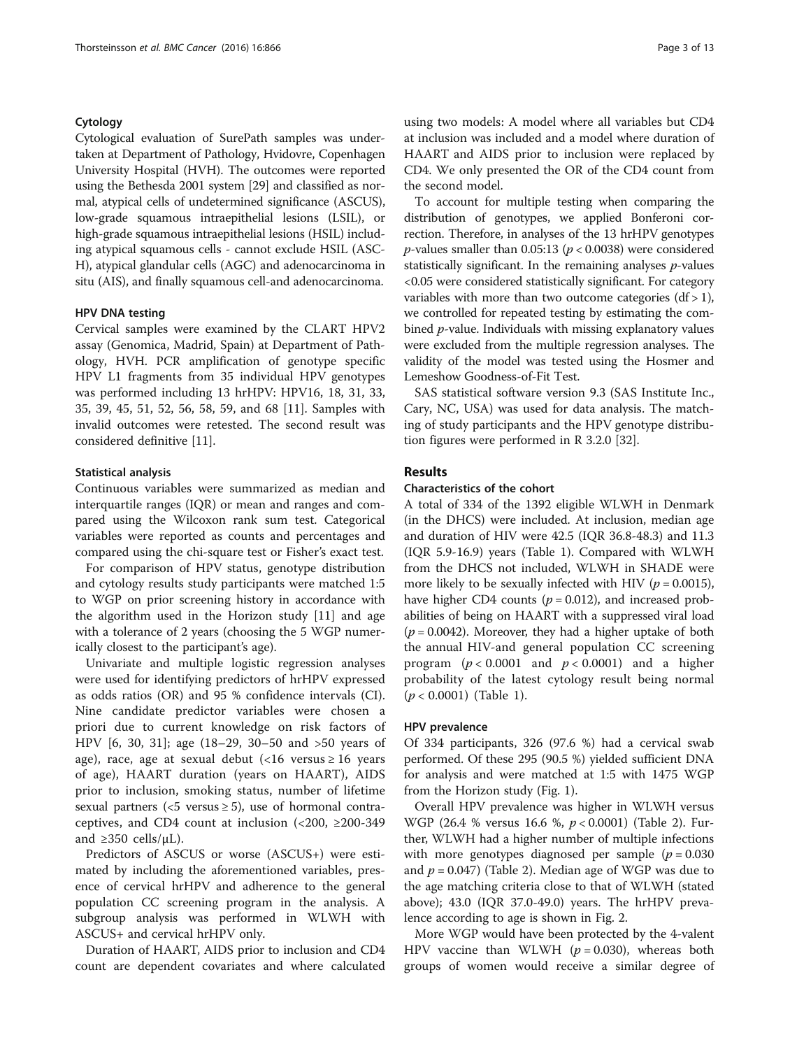### Cytology

Cytological evaluation of SurePath samples was undertaken at Department of Pathology, Hvidovre, Copenhagen University Hospital (HVH). The outcomes were reported using the Bethesda 2001 system [29] and classified as normal, atypical cells of undetermined significance (ASCUS), low-grade squamous intraepithelial lesions (LSIL), or high-grade squamous intraepithelial lesions (HSIL) including atypical squamous cells - cannot exclude HSIL (ASC-H), atypical glandular cells (AGC) and adenocarcinoma in situ (AIS), and finally squamous cell-and adenocarcinoma.

### HPV DNA testing

Cervical samples were examined by the CLART HPV2 assay (Genomica, Madrid, Spain) at Department of Pathology, HVH. PCR amplification of genotype specific HPV L1 fragments from 35 individual HPV genotypes was performed including 13 hrHPV: HPV16, 18, 31, 33, 35, 39, 45, 51, 52, 56, 58, 59, and 68 [11]. Samples with invalid outcomes were retested. The second result was considered definitive [11].

### Statistical analysis

Continuous variables were summarized as median and interquartile ranges (IQR) or mean and ranges and compared using the Wilcoxon rank sum test. Categorical variables were reported as counts and percentages and compared using the chi-square test or Fisher's exact test.

For comparison of HPV status, genotype distribution and cytology results study participants were matched 1:5 to WGP on prior screening history in accordance with the algorithm used in the Horizon study [11] and age with a tolerance of 2 years (choosing the 5 WGP numerically closest to the participant's age).

Univariate and multiple logistic regression analyses were used for identifying predictors of hrHPV expressed as odds ratios (OR) and 95 % confidence intervals (CI). Nine candidate predictor variables were chosen a priori due to current knowledge on risk factors of HPV [6, 30, 31]; age (18–29, 30–50 and >50 years of age), race, age at sexual debut (<16 versus ≥ 16 years of age), HAART duration (years on HAART), AIDS prior to inclusion, smoking status, number of lifetime sexual partners (<5 versus ≥ 5), use of hormonal contraceptives, and CD4 count at inclusion (<200, ≥200-349 and ≥350 cells/μL).

Predictors of ASCUS or worse (ASCUS+) were estimated by including the aforementioned variables, presence of cervical hrHPV and adherence to the general population CC screening program in the analysis. A subgroup analysis was performed in WLWH with ASCUS+ and cervical hrHPV only.

Duration of HAART, AIDS prior to inclusion and CD4 count are dependent covariates and where calculated using two models: A model where all variables but CD4 at inclusion was included and a model where duration of HAART and AIDS prior to inclusion were replaced by CD4. We only presented the OR of the CD4 count from the second model.

To account for multiple testing when comparing the distribution of genotypes, we applied Bonferoni correction. Therefore, in analyses of the 13 hrHPV genotypes *p*-values smaller than 0.05:13 ($p < 0.0038$) were considered statistically significant. In the remaining analyses *p*-values <0.05 were considered statistically significant. For category variables with more than two outcome categories (df > 1), we controlled for repeated testing by estimating the combined *p*-value. Individuals with missing explanatory values were excluded from the multiple regression analyses. The validity of the model was tested using the Hosmer and Lemeshow Goodness-of-Fit Test.

SAS statistical software version 9.3 (SAS Institute Inc., Cary, NC, USA) was used for data analysis. The matching of study participants and the HPV genotype distribution figures were performed in R 3.2.0 [32].

## Results

### Characteristics of the cohort

A total of 334 of the 1392 eligible WLWH in Denmark (in the DHCS) were included. At inclusion, median age and duration of HIV were 42.5 (IQR 36.8-48.3) and 11.3 (IQR 5.9-16.9) years (Table 1). Compared with WLWH from the DHCS not included, WLWH in SHADE were more likely to be sexually infected with HIV ($p = 0.0015$), have higher CD4 counts ($p = 0.012$), and increased probabilities of being on HAART with a suppressed viral load ($p = 0.0042$). Moreover, they had a higher uptake of both the annual HIV-and general population CC screening program ($p < 0.0001$ and $p < 0.0001$) and a higher probability of the latest cytology result being normal ($p < 0.0001$) (Table 1).

### HPV prevalence

Of 334 participants, 326 (97.6 %) had a cervical swab performed. Of these 295 (90.5 %) yielded sufficient DNA for analysis and were matched at 1:5 with 1475 WGP from the Horizon study (Fig. 1).

Overall HPV prevalence was higher in WLWH versus WGP (26.4 % versus 16.6 %, $p < 0.0001$) (Table 2). Further, WLWH had a higher number of multiple infections with more genotypes diagnosed per sample ($p = 0.030$ and $p = 0.047$) (Table 2). Median age of WGP was due to the age matching criteria close to that of WLWH (stated above); 43.0 (IQR 37.0-49.0) years. The hrHPV prevalence according to age is shown in Fig. 2.

More WGP would have been protected by the 4-valent HPV vaccine than WLWH ($p = 0.030$), whereas both groups of women would receive a similar degree of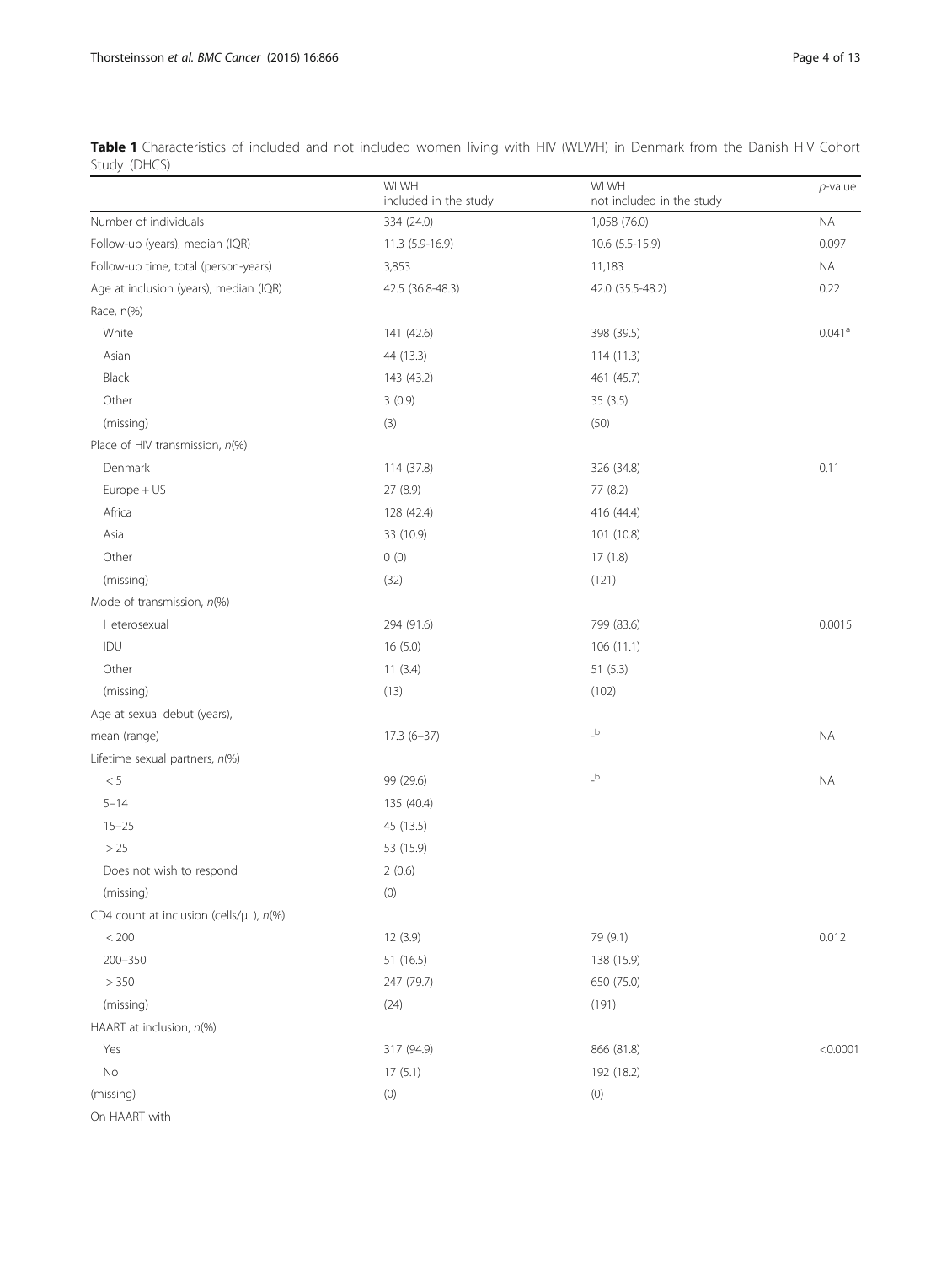**Table 1** Characteristics of included and not included women living with HIV (WLWH) in Denmark from the Danish HIV Cohort Study (DHCS)

| | WLWH included in the study | WLWH not included in the study | *p*-value |
|---|---|---|---|
| Number of individuals | 334 (24.0) | 1,058 (76.0) | NA |
| Follow-up (years), median (IQR) | 11.3 (5.9-16.9) | 10.6 (5.5-15.9) | 0.097 |
| Follow-up time, total (person-years) | 3,853 | 11,183 | NA |
| Age at inclusion (years), median (IQR) | 42.5 (36.8-48.3) | 42.0 (35.5-48.2) | 0.22 |
| Race, n(%) | | | |
| White | 141 (42.6) | 398 (39.5) | 0.041[a] |
| Asian | 44 (13.3) | 114 (11.3) | |
| Black | 143 (43.2) | 461 (45.7) | |
| Other | 3 (0.9) | 35 (3.5) | |
| (missing) | (3) | (50) | |
| Place of HIV transmission, *n*(%) | | | |
| Denmark | 114 (37.8) | 326 (34.8) | 0.11 |
| Europe + US | 27 (8.9) | 77 (8.2) | |
| Africa | 128 (42.4) | 416 (44.4) | |
| Asia | 33 (10.9) | 101 (10.8) | |
| Other | 0 (0) | 17 (1.8) | |
| (missing) | (32) | (121) | |
| Mode of transmission, *n*(%) | | | |
| Heterosexual | 294 (91.6) | 799 (83.6) | 0.0015 |
| IDU | 16 (5.0) | 106 (11.1) | |
| Other | 11 (3.4) | 51 (5.3) | |
| (missing) | (13) | (102) | |
| Age at sexual debut (years), | | | |
| mean (range) | 17.3 (6–37) | -[b] | NA |
| Lifetime sexual partners, *n*(%) | | | |
| < 5 | 99 (29.6) | -[b] | NA |
| 5–14 | 135 (40.4) | | |
| 15–25 | 45 (13.5) | | |
| > 25 | 53 (15.9) | | |
| Does not wish to respond | 2 (0.6) | | |
| (missing) | (0) | | |
| CD4 count at inclusion (cells/μL), *n*(%) | | | |
| < 200 | 12 (3.9) | 79 (9.1) | 0.012 |
| 200–350 | 51 (16.5) | 138 (15.9) | |
| > 350 | 247 (79.7) | 650 (75.0) | |
| (missing) | (24) | (191) | |
| HAART at inclusion, *n*(%) | | | |
| Yes | 317 (94.9) | 866 (81.8) | <0.0001 |
| No | 17 (5.1) | 192 (18.2) | |
| (missing) | (0) | (0) | |
| On HAART with | | | |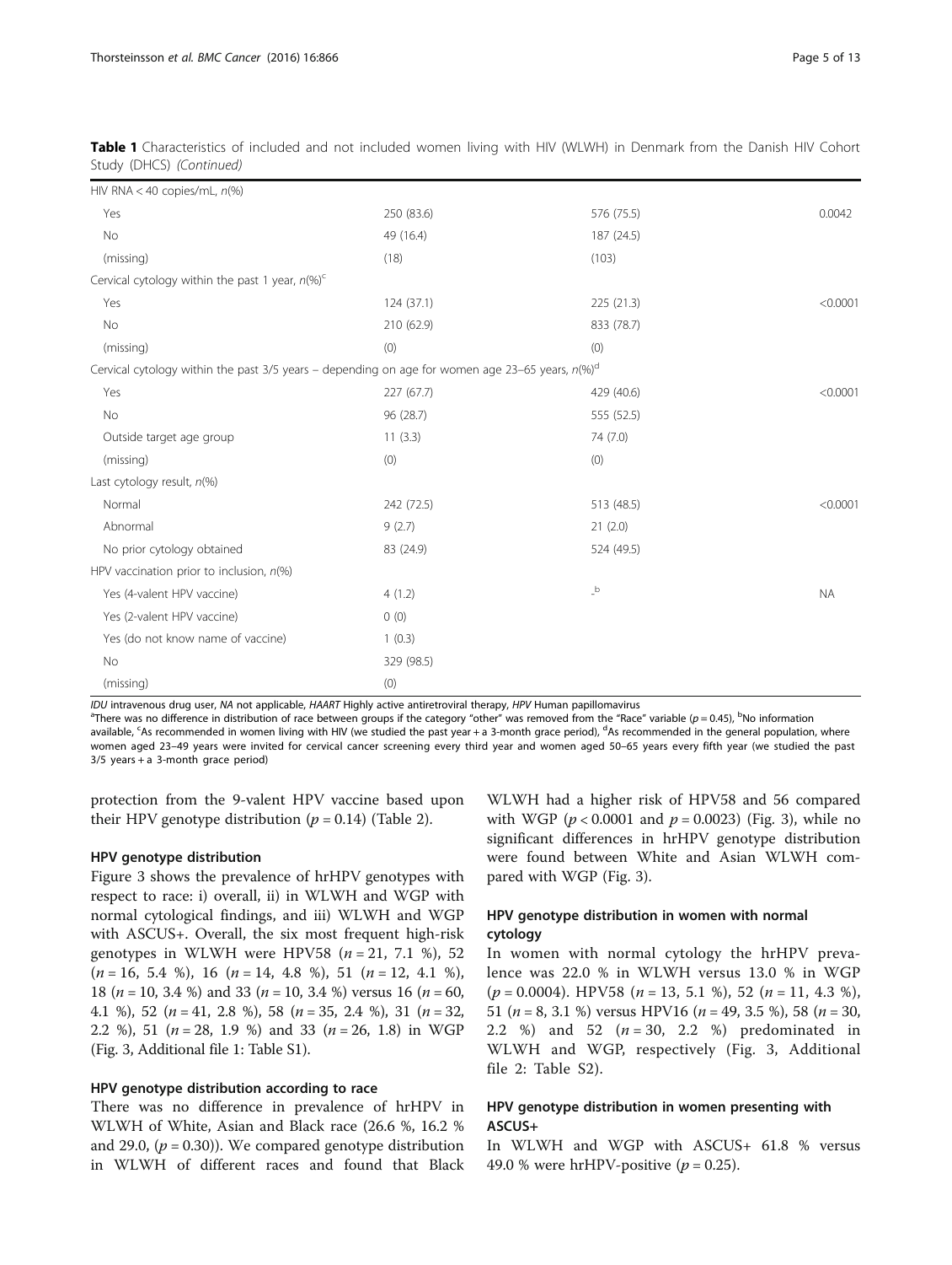**Table 1** Characteristics of included and not included women living with HIV (WLWH) in Denmark from the Danish HIV Cohort Study (DHCS) *(Continued)*

| | | | |
|---|---|---|---|
| HIV RNA < 40 copies/mL, *n*(%) | | | |
| Yes | 250 (83.6) | 576 (75.5) | 0.0042 |
| No | 49 (16.4) | 187 (24.5) | |
| (missing) | (18) | (103) | |
| Cervical cytology within the past 1 year, *n*(%)[c] | | | |
| Yes | 124 (37.1) | 225 (21.3) | <0.0001 |
| No | 210 (62.9) | 833 (78.7) | |
| (missing) | (0) | (0) | |
| Cervical cytology within the past 3/5 years – depending on age for women age 23–65 years, *n*(%)[d] | | | |
| Yes | 227 (67.7) | 429 (40.6) | <0.0001 |
| No | 96 (28.7) | 555 (52.5) | |
| Outside target age group | 11 (3.3) | 74 (7.0) | |
| (missing) | (0) | (0) | |
| Last cytology result, *n*(%) | | | |
| Normal | 242 (72.5) | 513 (48.5) | <0.0001 |
| Abnormal | 9 (2.7) | 21 (2.0) | |
| No prior cytology obtained | 83 (24.9) | 524 (49.5) | |
| HPV vaccination prior to inclusion, *n*(%) | | | |
| Yes (4-valent HPV vaccine) | 4 (1.2) | -[b] | NA |
| Yes (2-valent HPV vaccine) | 0 (0) | | |
| Yes (do not know name of vaccine) | 1 (0.3) | | |
| No | 329 (98.5) | | |
| (missing) | (0) | | |

*IDU* intravenous drug user, *NA* not applicable, *HAART* Highly active antiretroviral therapy, *HPV* Human papillomavirus
[a]There was no difference in distribution of race between groups if the category "other" was removed from the "Race" variable ($p = 0.45$), [b]No information available, [c]As recommended in women living with HIV (we studied the past year + a 3-month grace period), [d]As recommended in the general population, where women aged 23–49 years were invited for cervical cancer screening every third year and women aged 50–65 years every fifth year (we studied the past 3/5 years + a 3-month grace period)

protection from the 9-valent HPV vaccine based upon their HPV genotype distribution ($p = 0.14$) (Table 2).

### HPV genotype distribution

Figure 3 shows the prevalence of hrHPV genotypes with respect to race: i) overall, ii) in WLWH and WGP with normal cytological findings, and iii) WLWH and WGP with ASCUS+. Overall, the six most frequent high-risk genotypes in WLWH were HPV58 ($n = 21$, 7.1 %), 52 ($n = 16$, 5.4 %), 16 ($n = 14$, 4.8 %), 51 ($n = 12$, 4.1 %), 18 ($n = 10$, 3.4 %) and 33 ($n = 10$, 3.4 %) versus 16 ($n = 60$, 4.1 %), 52 ($n = 41$, 2.8 %), 58 ($n = 35$, 2.4 %), 31 ($n = 32$, 2.2 %), 51 ($n = 28$, 1.9 %) and 33 ($n = 26$, 1.8) in WGP (Fig. 3, Additional file 1: Table S1).

### HPV genotype distribution according to race

There was no difference in prevalence of hrHPV in WLWH of White, Asian and Black race (26.6 %, 16.2 % and 29.0, ($p = 0.30$)). We compared genotype distribution in WLWH of different races and found that Black WLWH had a higher risk of HPV58 and 56 compared with WGP ($p < 0.0001$ and $p = 0.0023$) (Fig. 3), while no significant differences in hrHPV genotype distribution were found between White and Asian WLWH compared with WGP (Fig. 3).

### HPV genotype distribution in women with normal cytology

In women with normal cytology the hrHPV prevalence was 22.0 % in WLWH versus 13.0 % in WGP ($p = 0.0004$). HPV58 ($n = 13$, 5.1 %), 52 ($n = 11$, 4.3 %), 51 ($n = 8$, 3.1 %) versus HPV16 ($n = 49$, 3.5 %), 58 ($n = 30$, 2.2 %) and 52 ($n = 30$, 2.2 %) predominated in WLWH and WGP, respectively (Fig. 3, Additional file 2: Table S2).

### HPV genotype distribution in women presenting with ASCUS+

In WLWH and WGP with ASCUS+ 61.8 % versus 49.0 % were hrHPV-positive ($p = 0.25$).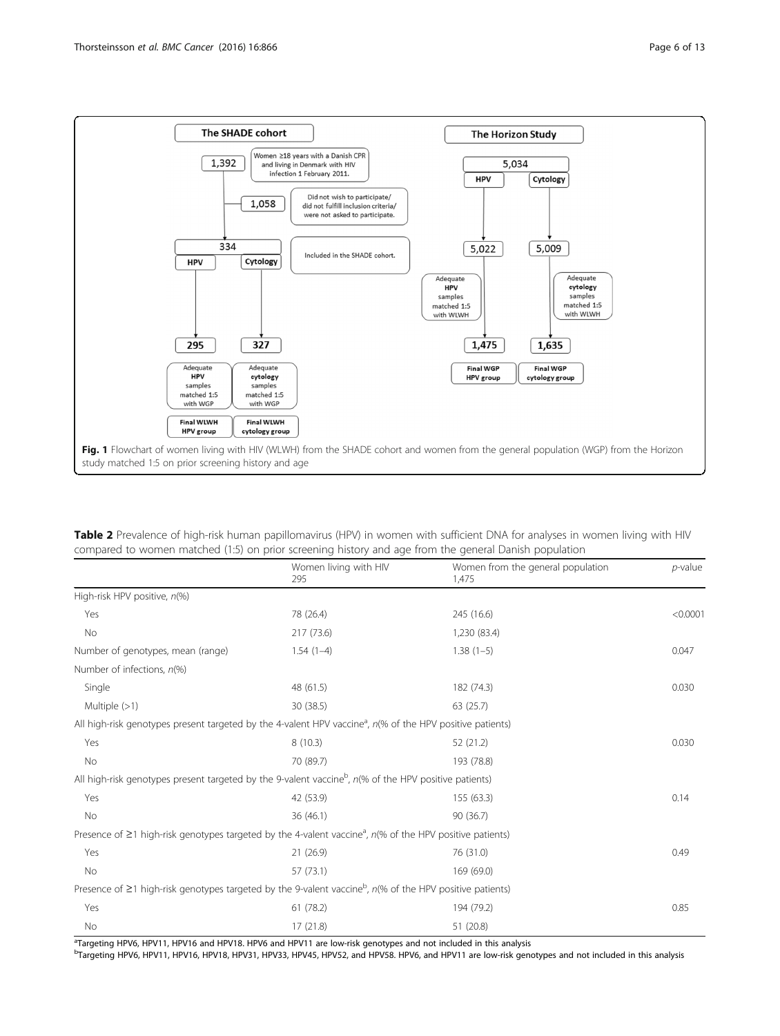**The SHADE cohort**

1,392 — Women ≥18 years with a Danish CPR and living in Denmark with HIV infection 1 February 2011.

1,058 — Did not wish to participate/ did not fulfill inclusion criteria/ were not asked to participate.

334 — Included in the SHADE cohort.

HPV → 295 — Adequate HPV samples matched 1:5 with WGP — Final WLWH HPV group

Cytology → 327 — Adequate cytology samples matched 1:5 with WGP — Final WLWH cytology group

**The Horizon Study**

5,034

HPV → 5,022 — Adequate HPV samples matched 1:5 with WLWH → 1,475 — Final WGP HPV group

Cytology → 5,009 — Adequate cytology samples matched 1:5 with WLWH → 1,635 — Final WGP cytology group

**Fig. 1** Flowchart of women living with HIV (WLWH) from the SHADE cohort and women from the general population (WGP) from the Horizon study matched 1:5 on prior screening history and age

**Table 2** Prevalence of high-risk human papillomavirus (HPV) in women with sufficient DNA for analyses in women living with HIV compared to women matched (1:5) on prior screening history and age from the general Danish population

| | Women living with HIV 295 | Women from the general population 1,475 | *p*-value |
|---|---|---|---|
| High-risk HPV positive, *n*(%) | | | |
| Yes | 78 (26.4) | 245 (16.6) | <0.0001 |
| No | 217 (73.6) | 1,230 (83.4) | |
| Number of genotypes, mean (range) | 1.54 (1–4) | 1.38 (1–5) | 0.047 |
| Number of infections, *n*(%) | | | |
| Single | 48 (61.5) | 182 (74.3) | 0.030 |
| Multiple (>1) | 30 (38.5) | 63 (25.7) | |
| All high-risk genotypes present targeted by the 4-valent HPV vaccine[a], *n*(% of the HPV positive patients) | | | |
| Yes | 8 (10.3) | 52 (21.2) | 0.030 |
| No | 70 (89.7) | 193 (78.8) | |
| All high-risk genotypes present targeted by the 9-valent vaccine[b], *n*(% of the HPV positive patients) | | | |
| Yes | 42 (53.9) | 155 (63.3) | 0.14 |
| No | 36 (46.1) | 90 (36.7) | |
| Presence of ≥1 high-risk genotypes targeted by the 4-valent vaccine[a], *n*(% of the HPV positive patients) | | | |
| Yes | 21 (26.9) | 76 (31.0) | 0.49 |
| No | 57 (73.1) | 169 (69.0) | |
| Presence of ≥1 high-risk genotypes targeted by the 9-valent vaccine[b], *n*(% of the HPV positive patients) | | | |
| Yes | 61 (78.2) | 194 (79.2) | 0.85 |
| No | 17 (21.8) | 51 (20.8) | |

[a]Targeting HPV6, HPV11, HPV16 and HPV18. HPV6 and HPV11 are low-risk genotypes and not included in this analysis

[b]Targeting HPV6, HPV11, HPV16, HPV18, HPV31, HPV33, HPV45, HPV52, and HPV58. HPV6, and HPV11 are low-risk genotypes and not included in this analysis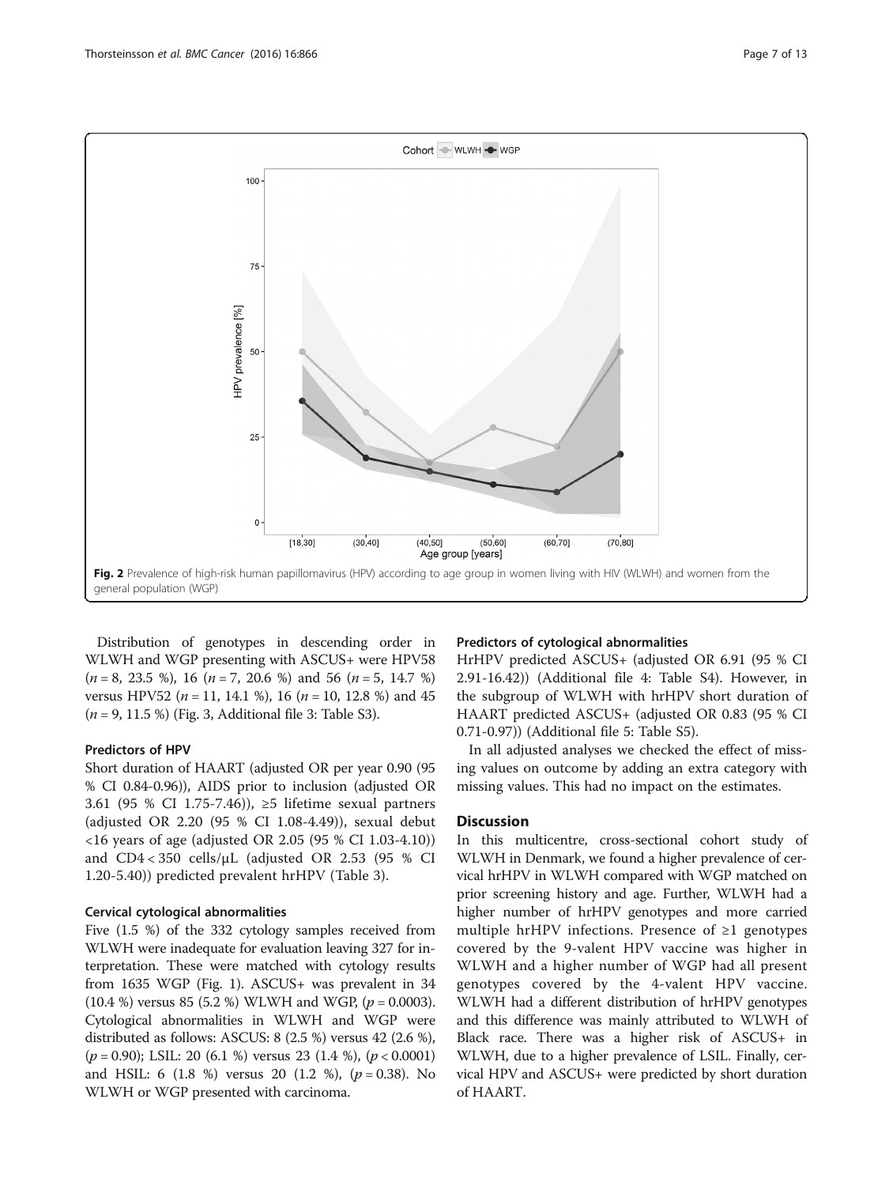Fig. 2 Prevalence of high-risk human papillomavirus (HPV) according to age group in women living with HIV (WLWH) and women from the general population (WGP)

Distribution of genotypes in descending order in WLWH and WGP presenting with ASCUS+ were HPV58 ($n$ = 8, 23.5 %), 16 ($n$ = 7, 20.6 %) and 56 ($n$ = 5, 14.7 %) versus HPV52 ($n$ = 11, 14.1 %), 16 ($n$ = 10, 12.8 %) and 45 ($n$ = 9, 11.5 %) (Fig. 3, Additional file 3: Table S3).

### Predictors of HPV

Short duration of HAART (adjusted OR per year 0.90 (95 % CI 0.84-0.96)), AIDS prior to inclusion (adjusted OR 3.61 (95 % CI 1.75-7.46)), ≥5 lifetime sexual partners (adjusted OR 2.20 (95 % CI 1.08-4.49)), sexual debut <16 years of age (adjusted OR 2.05 (95 % CI 1.03-4.10)) and CD4 < 350 cells/μL (adjusted OR 2.53 (95 % CI 1.20-5.40)) predicted prevalent hrHPV (Table 3).

### Cervical cytological abnormalities

Five (1.5 %) of the 332 cytology samples received from WLWH were inadequate for evaluation leaving 327 for interpretation. These were matched with cytology results from 1635 WGP (Fig. 1). ASCUS+ was prevalent in 34 (10.4 %) versus 85 (5.2 %) WLWH and WGP, ($p$ = 0.0003). Cytological abnormalities in WLWH and WGP were distributed as follows: ASCUS: 8 (2.5 %) versus 42 (2.6 %), ($p$ = 0.90); LSIL: 20 (6.1 %) versus 23 (1.4 %), ($p$ < 0.0001) and HSIL: 6 (1.8 %) versus 20 (1.2 %), ($p$ = 0.38). No WLWH or WGP presented with carcinoma.

### Predictors of cytological abnormalities

HrHPV predicted ASCUS+ (adjusted OR 6.91 (95 % CI 2.91-16.42)) (Additional file 4: Table S4). However, in the subgroup of WLWH with hrHPV short duration of HAART predicted ASCUS+ (adjusted OR 0.83 (95 % CI 0.71-0.97)) (Additional file 5: Table S5).

In all adjusted analyses we checked the effect of missing values on outcome by adding an extra category with missing values. This had no impact on the estimates.

## Discussion

In this multicentre, cross-sectional cohort study of WLWH in Denmark, we found a higher prevalence of cervical hrHPV in WLWH compared with WGP matched on prior screening history and age. Further, WLWH had a higher number of hrHPV genotypes and more carried multiple hrHPV infections. Presence of ≥1 genotypes covered by the 9-valent HPV vaccine was higher in WLWH and a higher number of WGP had all present genotypes covered by the 4-valent HPV vaccine. WLWH had a different distribution of hrHPV genotypes and this difference was mainly attributed to WLWH of Black race. There was a higher risk of ASCUS+ in WLWH, due to a higher prevalence of LSIL. Finally, cervical HPV and ASCUS+ were predicted by short duration of HAART.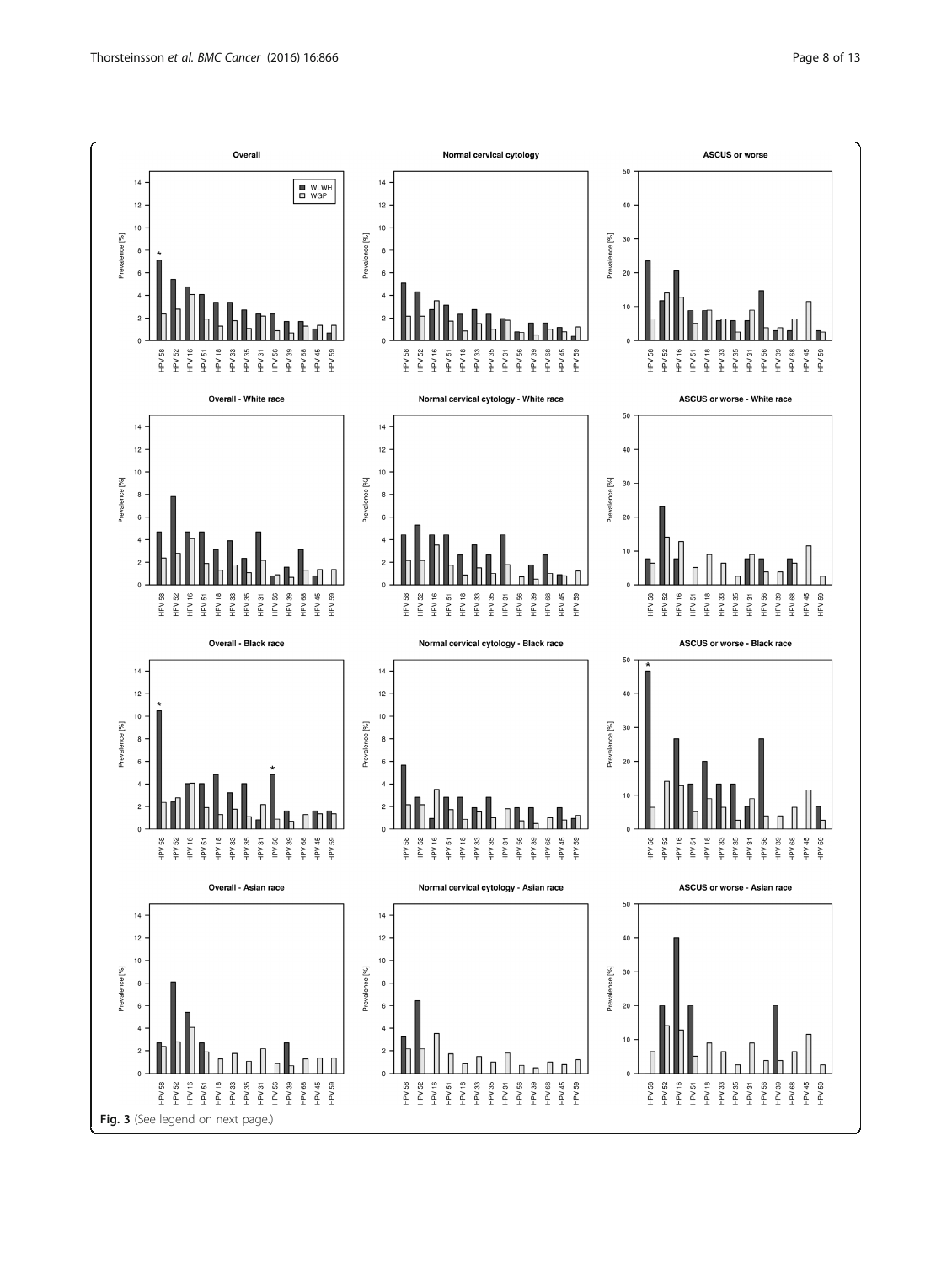Fig. 3 (See legend on next page.)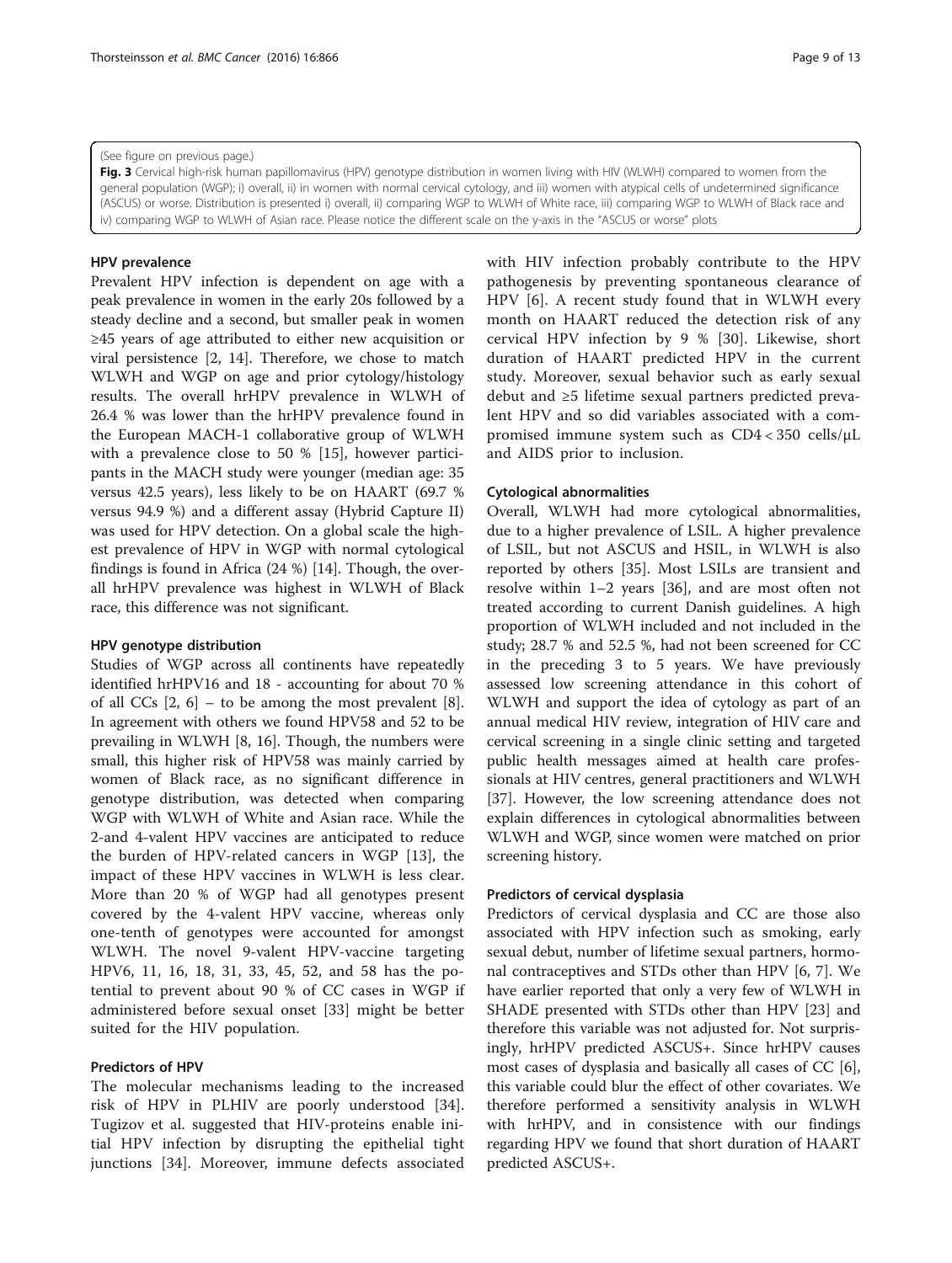(See figure on previous page.)

**Fig. 3** Cervical high-risk human papillomavirus (HPV) genotype distribution in women living with HIV (WLWH) compared to women from the general population (WGP); i) overall, ii) in women with normal cervical cytology, and iii) women with atypical cells of undetermined significance (ASCUS) or worse. Distribution is presented i) overall, ii) comparing WGP to WLWH of White race, iii) comparing WGP to WLWH of Black race and iv) comparing WGP to WLWH of Asian race. Please notice the different scale on the y-axis in the "ASCUS or worse" plots

### HPV prevalence

Prevalent HPV infection is dependent on age with a peak prevalence in women in the early 20s followed by a steady decline and a second, but smaller peak in women ≥45 years of age attributed to either new acquisition or viral persistence [2, 14]. Therefore, we chose to match WLWH and WGP on age and prior cytology/histology results. The overall hrHPV prevalence in WLWH of 26.4 % was lower than the hrHPV prevalence found in the European MACH-1 collaborative group of WLWH with a prevalence close to 50 % [15], however participants in the MACH study were younger (median age: 35 versus 42.5 years), less likely to be on HAART (69.7 % versus 94.9 %) and a different assay (Hybrid Capture II) was used for HPV detection. On a global scale the highest prevalence of HPV in WGP with normal cytological findings is found in Africa (24 %) [14]. Though, the overall hrHPV prevalence was highest in WLWH of Black race, this difference was not significant.

### HPV genotype distribution

Studies of WGP across all continents have repeatedly identified hrHPV16 and 18 - accounting for about 70 % of all CCs [2, 6] – to be among the most prevalent [8]. In agreement with others we found HPV58 and 52 to be prevailing in WLWH [8, 16]. Though, the numbers were small, this higher risk of HPV58 was mainly carried by women of Black race, as no significant difference in genotype distribution, was detected when comparing WGP with WLWH of White and Asian race. While the 2-and 4-valent HPV vaccines are anticipated to reduce the burden of HPV-related cancers in WGP [13], the impact of these HPV vaccines in WLWH is less clear. More than 20 % of WGP had all genotypes present covered by the 4-valent HPV vaccine, whereas only one-tenth of genotypes were accounted for amongst WLWH. The novel 9-valent HPV-vaccine targeting HPV6, 11, 16, 18, 31, 33, 45, 52, and 58 has the potential to prevent about 90 % of CC cases in WGP if administered before sexual onset [33] might be better suited for the HIV population.

### Predictors of HPV

The molecular mechanisms leading to the increased risk of HPV in PLHIV are poorly understood [34]. Tugizov et al. suggested that HIV-proteins enable initial HPV infection by disrupting the epithelial tight junctions [34]. Moreover, immune defects associated with HIV infection probably contribute to the HPV pathogenesis by preventing spontaneous clearance of HPV [6]. A recent study found that in WLWH every month on HAART reduced the detection risk of any cervical HPV infection by 9 % [30]. Likewise, short duration of HAART predicted HPV in the current study. Moreover, sexual behavior such as early sexual debut and ≥5 lifetime sexual partners predicted prevalent HPV and so did variables associated with a compromised immune system such as CD4 < 350 cells/μL and AIDS prior to inclusion.

### Cytological abnormalities

Overall, WLWH had more cytological abnormalities, due to a higher prevalence of LSIL. A higher prevalence of LSIL, but not ASCUS and HSIL, in WLWH is also reported by others [35]. Most LSILs are transient and resolve within 1–2 years [36], and are most often not treated according to current Danish guidelines. A high proportion of WLWH included and not included in the study; 28.7 % and 52.5 %, had not been screened for CC in the preceding 3 to 5 years. We have previously assessed low screening attendance in this cohort of WLWH and support the idea of cytology as part of an annual medical HIV review, integration of HIV care and cervical screening in a single clinic setting and targeted public health messages aimed at health care professionals at HIV centres, general practitioners and WLWH [37]. However, the low screening attendance does not explain differences in cytological abnormalities between WLWH and WGP, since women were matched on prior screening history.

### Predictors of cervical dysplasia

Predictors of cervical dysplasia and CC are those also associated with HPV infection such as smoking, early sexual debut, number of lifetime sexual partners, hormonal contraceptives and STDs other than HPV [6, 7]. We have earlier reported that only a very few of WLWH in SHADE presented with STDs other than HPV [23] and therefore this variable was not adjusted for. Not surprisingly, hrHPV predicted ASCUS+. Since hrHPV causes most cases of dysplasia and basically all cases of CC [6], this variable could blur the effect of other covariates. We therefore performed a sensitivity analysis in WLWH with hrHPV, and in consistence with our findings regarding HPV we found that short duration of HAART predicted ASCUS+.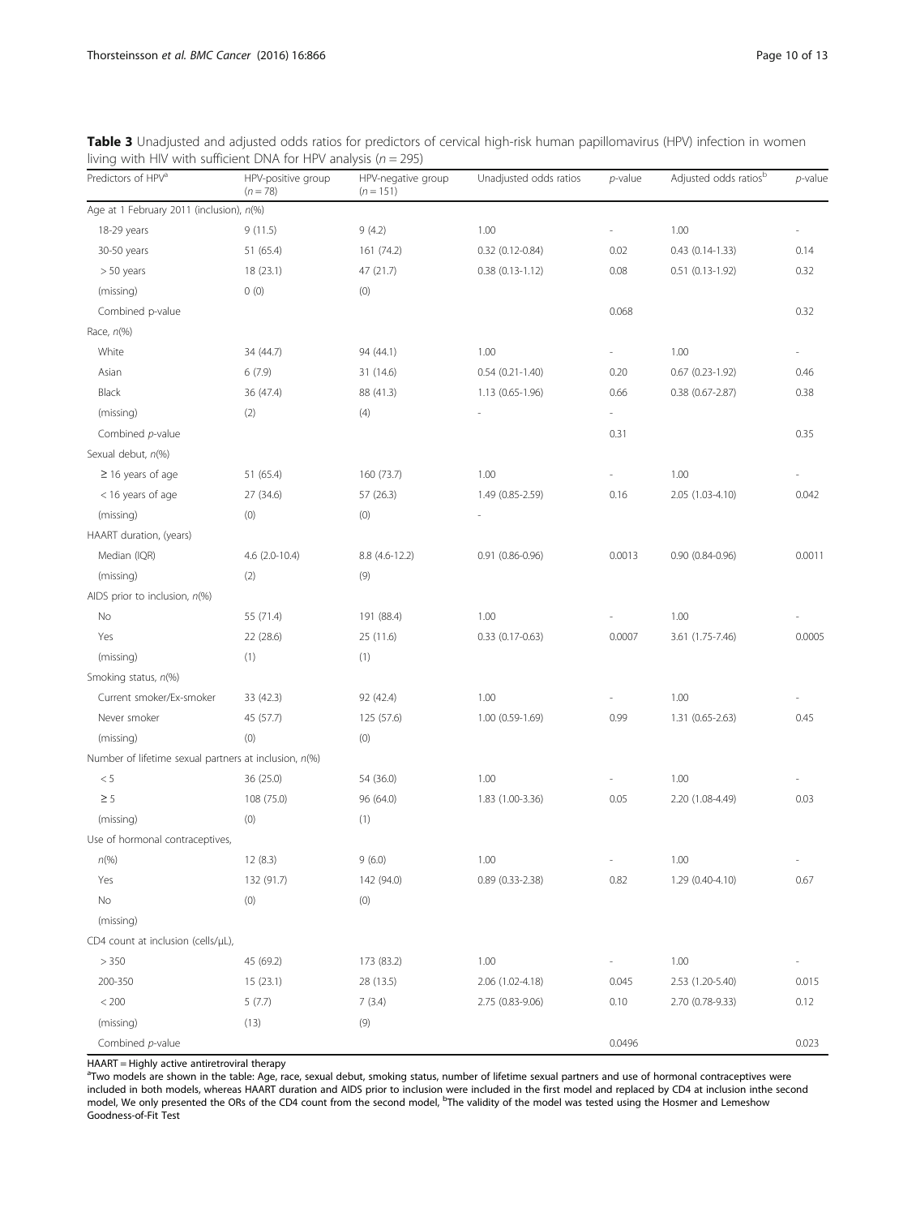**Table 3** Unadjusted and adjusted odds ratios for predictors of cervical high-risk human papillomavirus (HPV) infection in women living with HIV with sufficient DNA for HPV analysis ($n = 295$)

| Predictors of HPV[a] | HPV-positive group ($n = 78$) | HPV-negative group ($n = 151$) | Unadjusted odds ratios | *p*-value | Adjusted odds ratios[b] | *p*-value |
|---|---|---|---|---|---|---|
| Age at 1 February 2011 (inclusion), *n*(%) | | | | | | |
| 18-29 years | 9 (11.5) | 9 (4.2) | 1.00 | - | 1.00 | - |
| 30-50 years | 51 (65.4) | 161 (74.2) | 0.32 (0.12-0.84) | 0.02 | 0.43 (0.14-1.33) | 0.14 |
| > 50 years | 18 (23.1) | 47 (21.7) | 0.38 (0.13-1.12) | 0.08 | 0.51 (0.13-1.92) | 0.32 |
| (missing) | 0 (0) | (0) | | | | |
| Combined p-value | | | | 0.068 | | 0.32 |
| Race, *n*(%) | | | | | | |
| White | 34 (44.7) | 94 (44.1) | 1.00 | - | 1.00 | - |
| Asian | 6 (7.9) | 31 (14.6) | 0.54 (0.21-1.40) | 0.20 | 0.67 (0.23-1.92) | 0.46 |
| Black | 36 (47.4) | 88 (41.3) | 1.13 (0.65-1.96) | 0.66 | 0.38 (0.67-2.87) | 0.38 |
| (missing) | (2) | (4) | - | - | | |
| Combined *p*-value | | | | 0.31 | | 0.35 |
| Sexual debut, *n*(%) | | | | | | |
| ≥ 16 years of age | 51 (65.4) | 160 (73.7) | 1.00 | - | 1.00 | - |
| < 16 years of age | 27 (34.6) | 57 (26.3) | 1.49 (0.85-2.59) | 0.16 | 2.05 (1.03-4.10) | 0.042 |
| (missing) | (0) | (0) | - | | | |
| HAART duration, (years) | | | | | | |
| Median (IQR) | 4.6 (2.0-10.4) | 8.8 (4.6-12.2) | 0.91 (0.86-0.96) | 0.0013 | 0.90 (0.84-0.96) | 0.0011 |
| (missing) | (2) | (9) | | | | |
| AIDS prior to inclusion, *n*(%) | | | | | | |
| No | 55 (71.4) | 191 (88.4) | 1.00 | - | 1.00 | - |
| Yes | 22 (28.6) | 25 (11.6) | 0.33 (0.17-0.63) | 0.0007 | 3.61 (1.75-7.46) | 0.0005 |
| (missing) | (1) | (1) | | | | |
| Smoking status, *n*(%) | | | | | | |
| Current smoker/Ex-smoker | 33 (42.3) | 92 (42.4) | 1.00 | - | 1.00 | - |
| Never smoker | 45 (57.7) | 125 (57.6) | 1.00 (0.59-1.69) | 0.99 | 1.31 (0.65-2.63) | 0.45 |
| (missing) | (0) | (0) | | | | |
| Number of lifetime sexual partners at inclusion, *n*(%) | | | | | | |
| < 5 | 36 (25.0) | 54 (36.0) | 1.00 | - | 1.00 | - |
| ≥ 5 | 108 (75.0) | 96 (64.0) | 1.83 (1.00-3.36) | 0.05 | 2.20 (1.08-4.49) | 0.03 |
| (missing) | (0) | (1) | | | | |
| Use of hormonal contraceptives, | | | | | | |
| *n*(%) | 12 (8.3) | 9 (6.0) | 1.00 | - | 1.00 | - |
| Yes | 132 (91.7) | 142 (94.0) | 0.89 (0.33-2.38) | 0.82 | 1.29 (0.40-4.10) | 0.67 |
| No | (0) | (0) | | | | |
| (missing) | | | | | | |
| CD4 count at inclusion (cells/μL), | | | | | | |
| > 350 | 45 (69.2) | 173 (83.2) | 1.00 | - | 1.00 | - |
| 200-350 | 15 (23.1) | 28 (13.5) | 2.06 (1.02-4.18) | 0.045 | 2.53 (1.20-5.40) | 0.015 |
| < 200 | 5 (7.7) | 7 (3.4) | 2.75 (0.83-9.06) | 0.10 | 2.70 (0.78-9.33) | 0.12 |
| (missing) | (13) | (9) | | | | |
| Combined *p*-value | | | | 0.0496 | | 0.023 |

HAART = Highly active antiretroviral therapy

[a]Two models are shown in the table: Age, race, sexual debut, smoking status, number of lifetime sexual partners and use of hormonal contraceptives were included in both models, whereas HAART duration and AIDS prior to inclusion were included in the first model and replaced by CD4 at inclusion inthe second model, We only presented the ORs of the CD4 count from the second model, [b]The validity of the model was tested using the Hosmer and Lemeshow Goodness-of-Fit Test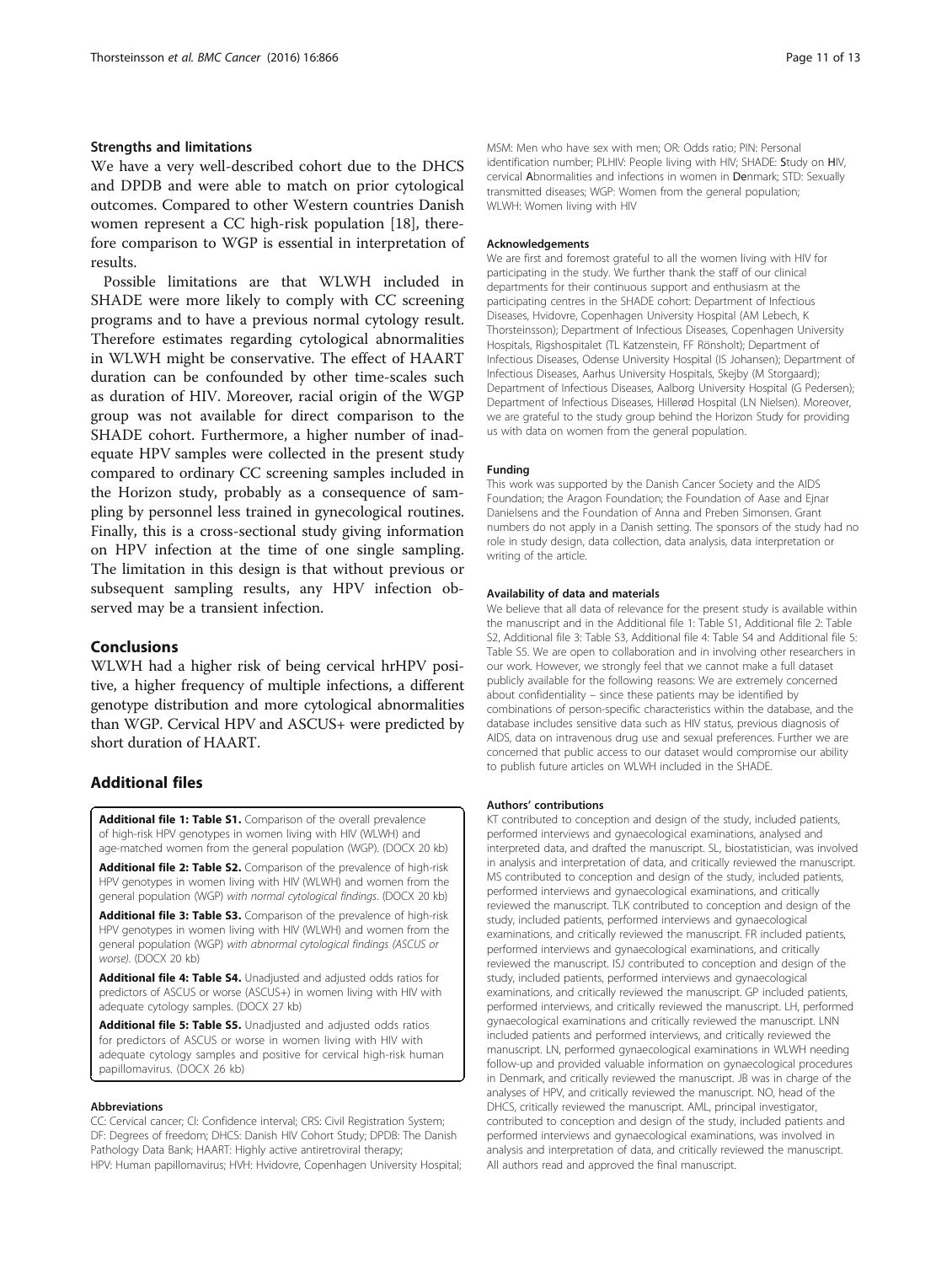### Strengths and limitations

We have a very well-described cohort due to the DHCS and DPDB and were able to match on prior cytological outcomes. Compared to other Western countries Danish women represent a CC high-risk population [18], therefore comparison to WGP is essential in interpretation of results.

Possible limitations are that WLWH included in SHADE were more likely to comply with CC screening programs and to have a previous normal cytology result. Therefore estimates regarding cytological abnormalities in WLWH might be conservative. The effect of HAART duration can be confounded by other time-scales such as duration of HIV. Moreover, racial origin of the WGP group was not available for direct comparison to the SHADE cohort. Furthermore, a higher number of inadequate HPV samples were collected in the present study compared to ordinary CC screening samples included in the Horizon study, probably as a consequence of sampling by personnel less trained in gynecological routines. Finally, this is a cross-sectional study giving information on HPV infection at the time of one single sampling. The limitation in this design is that without previous or subsequent sampling results, any HPV infection observed may be a transient infection.

## Conclusions

WLWH had a higher risk of being cervical hrHPV positive, a higher frequency of multiple infections, a different genotype distribution and more cytological abnormalities than WGP. Cervical HPV and ASCUS+ were predicted by short duration of HAART.

## Additional files

**Additional file 1: Table S1.** Comparison of the overall prevalence of high-risk HPV genotypes in women living with HIV (WLWH) and age-matched women from the general population (WGP). (DOCX 20 kb)

**Additional file 2: Table S2.** Comparison of the prevalence of high-risk HPV genotypes in women living with HIV (WLWH) and women from the general population (WGP) *with normal cytological findings*. (DOCX 20 kb)

**Additional file 3: Table S3.** Comparison of the prevalence of high-risk HPV genotypes in women living with HIV (WLWH) and women from the general population (WGP) *with abnormal cytological findings (ASCUS or worse)*. (DOCX 20 kb)

**Additional file 4: Table S4.** Unadjusted and adjusted odds ratios for predictors of ASCUS or worse (ASCUS+) in women living with HIV with adequate cytology samples. (DOCX 27 kb)

**Additional file 5: Table S5.** Unadjusted and adjusted odds ratios for predictors of ASCUS or worse in women living with HIV with adequate cytology samples and positive for cervical high-risk human papillomavirus. (DOCX 26 kb)

#### Abbreviations

CC: Cervical cancer; CI: Confidence interval; CRS: Civil Registration System; DF: Degrees of freedom; DHCS: Danish HIV Cohort Study; DPDB: The Danish Pathology Data Bank; HAART: Highly active antiretroviral therapy; HPV: Human papillomavirus; HVH: Hvidovre, Copenhagen University Hospital; MSM: Men who have sex with men; OR: Odds ratio; PIN: Personal identification number; PLHIV: People living with HIV; SHADE: **S**tudy on **H**IV, cervical **A**bnormalities and infections in women in **De**nmark; STD: Sexually transmitted diseases; WGP: Women from the general population; WLWH: Women living with HIV

#### Acknowledgements

We are first and foremost grateful to all the women living with HIV for participating in the study. We further thank the staff of our clinical departments for their continuous support and enthusiasm at the participating centres in the SHADE cohort: Department of Infectious Diseases, Hvidovre, Copenhagen University Hospital (AM Lebech, K Thorsteinsson); Department of Infectious Diseases, Copenhagen University Hospitals, Rigshospitalet (TL Katzenstein, FF Rönsholt); Department of Infectious Diseases, Odense University Hospital (IS Johansen); Department of Infectious Diseases, Aarhus University Hospitals, Skejby (M Storgaard); Department of Infectious Diseases, Aalborg University Hospital (G Pedersen); Department of Infectious Diseases, Hillerød Hospital (LN Nielsen). Moreover, we are grateful to the study group behind the Horizon Study for providing us with data on women from the general population.

#### Funding

This work was supported by the Danish Cancer Society and the AIDS Foundation; the Aragon Foundation; the Foundation of Aase and Ejnar Danielsens and the Foundation of Anna and Preben Simonsen. Grant numbers do not apply in a Danish setting. The sponsors of the study had no role in study design, data collection, data analysis, data interpretation or writing of the article.

#### Availability of data and materials

We believe that all data of relevance for the present study is available within the manuscript and in the Additional file 1: Table S1, Additional file 2: Table S2, Additional file 3: Table S3, Additional file 4: Table S4 and Additional file 5: Table S5. We are open to collaboration and in involving other researchers in our work. However, we strongly feel that we cannot make a full dataset publicly available for the following reasons: We are extremely concerned about confidentiality – since these patients may be identified by combinations of person-specific characteristics within the database, and the database includes sensitive data such as HIV status, previous diagnosis of AIDS, data on intravenous drug use and sexual preferences. Further we are concerned that public access to our dataset would compromise our ability to publish future articles on WLWH included in the SHADE.

#### Authors' contributions

KT contributed to conception and design of the study, included patients, performed interviews and gynaecological examinations, analysed and interpreted data, and drafted the manuscript. SL, biostatistician, was involved in analysis and interpretation of data, and critically reviewed the manuscript. MS contributed to conception and design of the study, included patients, performed interviews and gynaecological examinations, and critically reviewed the manuscript. TLK contributed to conception and design of the study, included patients, performed interviews and gynaecological examinations, and critically reviewed the manuscript. FR included patients, performed interviews and gynaecological examinations, and critically reviewed the manuscript. ISJ contributed to conception and design of the study, included patients, performed interviews and gynaecological examinations, and critically reviewed the manuscript. GP included patients, performed interviews, and critically reviewed the manuscript. LH, performed gynaecological examinations and critically reviewed the manuscript. LNN included patients and performed interviews, and critically reviewed the manuscript. LN, performed gynaecological examinations in WLWH needing follow-up and provided valuable information on gynaecological procedures in Denmark, and critically reviewed the manuscript. JB was in charge of the analyses of HPV, and critically reviewed the manuscript. NO, head of the DHCS, critically reviewed the manuscript. AML, principal investigator, contributed to conception and design of the study, included patients and performed interviews and gynaecological examinations, was involved in analysis and interpretation of data, and critically reviewed the manuscript. All authors read and approved the final manuscript.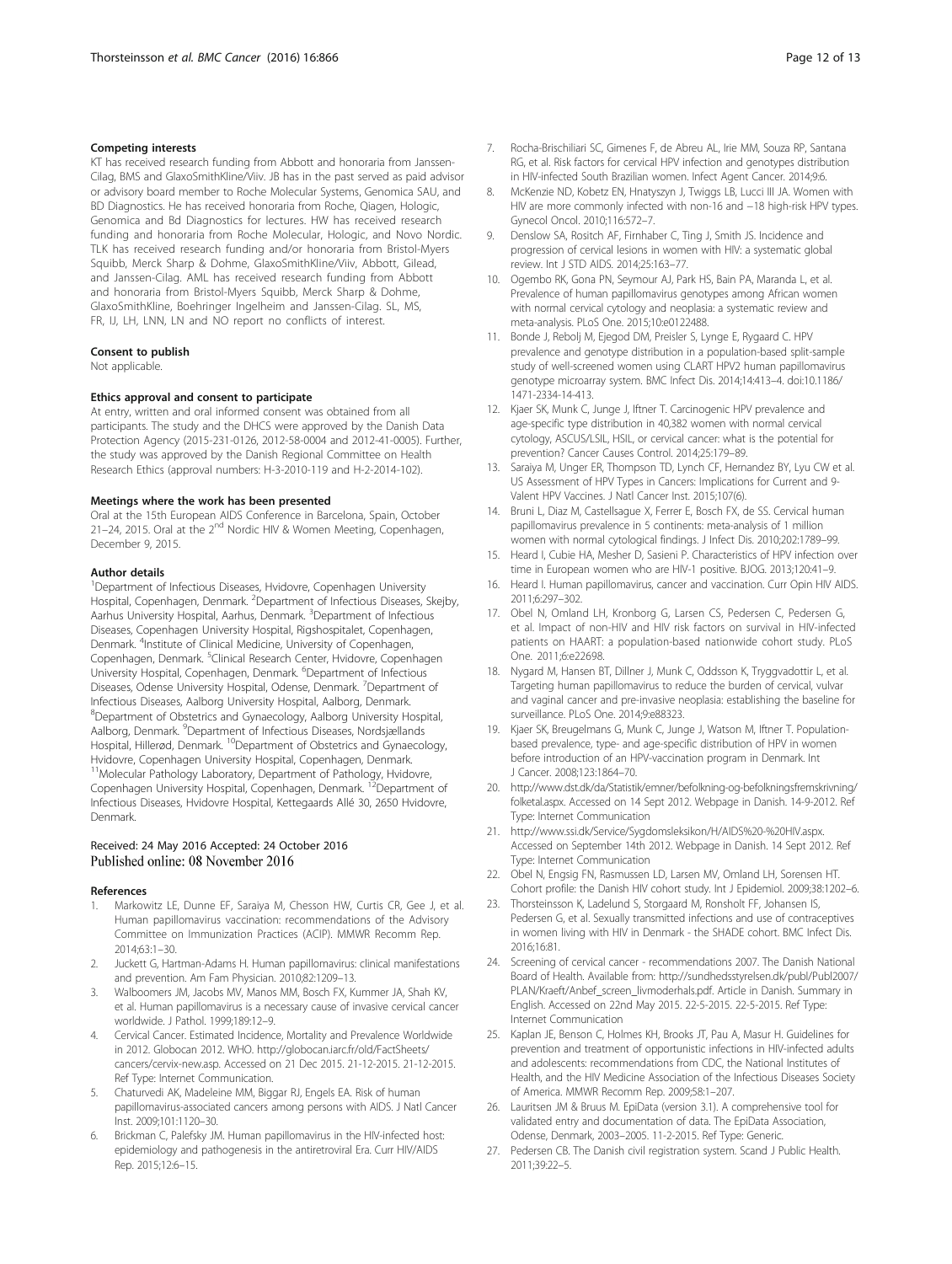### Competing interests

KT has received research funding from Abbott and honoraria from Janssen-Cilag, BMS and GlaxoSmithKline/Viiv. JB has in the past served as paid advisor or advisory board member to Roche Molecular Systems, Genomica SAU, and BD Diagnostics. He has received honoraria from Roche, Qiagen, Hologic, Genomica and Bd Diagnostics for lectures. HW has received research funding and honoraria from Roche Molecular, Hologic, and Novo Nordic. TLK has received research funding and/or honoraria from Bristol-Myers Squibb, Merck Sharp & Dohme, GlaxoSmithKline/Viiv, Abbott, Gilead, and Janssen-Cilag. AML has received research funding from Abbott and honoraria from Bristol-Myers Squibb, Merck Sharp & Dohme, GlaxoSmithKline, Boehringer Ingelheim and Janssen-Cilag. SL, MS, FR, IJ, LH, LNN, LN and NO report no conflicts of interest.

### Consent to publish

Not applicable.

### Ethics approval and consent to participate

At entry, written and oral informed consent was obtained from all participants. The study and the DHCS were approved by the Danish Data Protection Agency (2015-231-0126, 2012-58-0004 and 2012-41-0005). Further, the study was approved by the Danish Regional Committee on Health Research Ethics (approval numbers: H-3-2010-119 and H-2-2014-102).

### Meetings where the work has been presented

Oral at the 15th European AIDS Conference in Barcelona, Spain, October 21–24, 2015. Oral at the 2nd Nordic HIV & Women Meeting, Copenhagen, December 9, 2015.

### Author details

[1]Department of Infectious Diseases, Hvidovre, Copenhagen University Hospital, Copenhagen, Denmark. [2]Department of Infectious Diseases, Skejby, Aarhus University Hospital, Aarhus, Denmark. [3]Department of Infectious Diseases, Copenhagen University Hospital, Rigshospitalet, Copenhagen, Denmark. [4]Institute of Clinical Medicine, University of Copenhagen, Copenhagen, Denmark. [5]Clinical Research Center, Hvidovre, Copenhagen University Hospital, Copenhagen, Denmark. [6]Department of Infectious Diseases, Odense University Hospital, Odense, Denmark. [7]Department of Infectious Diseases, Aalborg University Hospital, Aalborg, Denmark. [8]Department of Obstetrics and Gynaecology, Aalborg University Hospital, Aalborg, Denmark. [9]Department of Infectious Diseases, Nordsjællands Hospital, Hillerød, Denmark. [10]Department of Obstetrics and Gynaecology, Hvidovre, Copenhagen University Hospital, Copenhagen, Denmark. [11]Molecular Pathology Laboratory, Department of Pathology, Hvidovre, Copenhagen University Hospital, Copenhagen, Denmark. [12]Department of Infectious Diseases, Hvidovre Hospital, Kettegaards Allé 30, 2650 Hvidovre, Denmark.

Received: 24 May 2016 Accepted: 24 October 2016
Published online: 08 November 2016

### References

1. Markowitz LE, Dunne EF, Saraiya M, Chesson HW, Curtis CR, Gee J, et al. Human papillomavirus vaccination: recommendations of the Advisory Committee on Immunization Practices (ACIP). MMWR Recomm Rep. 2014;63:1–30.
2. Juckett G, Hartman-Adams H. Human papillomavirus: clinical manifestations and prevention. Am Fam Physician. 2010;82:1209–13.
3. Walboomers JM, Jacobs MV, Manos MM, Bosch FX, Kummer JA, Shah KV, et al. Human papillomavirus is a necessary cause of invasive cervical cancer worldwide. J Pathol. 1999;189:12–9.
4. Cervical Cancer. Estimated Incidence, Mortality and Prevalence Worldwide in 2012. Globocan 2012. WHO. http://globocan.iarc.fr/old/FactSheets/cancers/cervix-new.asp. Accessed on 21 Dec 2015. 21-12-2015. 21-12-2015. Ref Type: Internet Communication.
5. Chaturvedi AK, Madeleine MM, Biggar RJ, Engels EA. Risk of human papillomavirus-associated cancers among persons with AIDS. J Natl Cancer Inst. 2009;101:1120–30.
6. Brickman C, Palefsky JM. Human papillomavirus in the HIV-infected host: epidemiology and pathogenesis in the antiretroviral Era. Curr HIV/AIDS Rep. 2015;12:6–15.
7. Rocha-Brischiliari SC, Gimenes F, de Abreu AL, Irie MM, Souza RP, Santana RG, et al. Risk factors for cervical HPV infection and genotypes distribution in HIV-infected South Brazilian women. Infect Agent Cancer. 2014;9:6.
8. McKenzie ND, Kobetz EN, Hnatyszyn J, Twiggs LB, Lucci III JA. Women with HIV are more commonly infected with non-16 and −18 high-risk HPV types. Gynecol Oncol. 2010;116:572–7.
9. Denslow SA, Rositch AF, Firnhaber C, Ting J, Smith JS. Incidence and progression of cervical lesions in women with HIV: a systematic global review. Int J STD AIDS. 2014;25:163–77.
10. Ogembo RK, Gona PN, Seymour AJ, Park HS, Bain PA, Maranda L, et al. Prevalence of human papillomavirus genotypes among African women with normal cervical cytology and neoplasia: a systematic review and meta-analysis. PLoS One. 2015;10:e0122488.
11. Bonde J, Rebolj M, Ejegod DM, Preisler S, Lynge E, Rygaard C. HPV prevalence and genotype distribution in a population-based split-sample study of well-screened women using CLART HPV2 human papillomavirus genotype microarray system. BMC Infect Dis. 2014;14:413–4. doi:10.1186/1471-2334-14-413.
12. Kjaer SK, Munk C, Junge J, Iftner T. Carcinogenic HPV prevalence and age-specific type distribution in 40,382 women with normal cervical cytology, ASCUS/LSIL, HSIL, or cervical cancer: what is the potential for prevention? Cancer Causes Control. 2014;25:179–89.
13. Saraiya M, Unger ER, Thompson TD, Lynch CF, Hernandez BY, Lyu CW et al. US Assessment of HPV Types in Cancers: Implications for Current and 9-Valent HPV Vaccines. J Natl Cancer Inst. 2015;107(6).
14. Bruni L, Diaz M, Castellsague X, Ferrer E, Bosch FX, de SS. Cervical human papillomavirus prevalence in 5 continents: meta-analysis of 1 million women with normal cytological findings. J Infect Dis. 2010;202:1789–99.
15. Heard I, Cubie HA, Mesher D, Sasieni P. Characteristics of HPV infection over time in European women who are HIV-1 positive. BJOG. 2013;120:41–9.
16. Heard I. Human papillomavirus, cancer and vaccination. Curr Opin HIV AIDS. 2011;6:297–302.
17. Obel N, Omland LH, Kronborg G, Larsen CS, Pedersen C, Pedersen G, et al. Impact of non-HIV and HIV risk factors on survival in HIV-infected patients on HAART: a population-based nationwide cohort study. PLoS One. 2011;6:e22698.
18. Nygard M, Hansen BT, Dillner J, Munk C, Oddsson K, Tryggvadottir L, et al. Targeting human papillomavirus to reduce the burden of cervical, vulvar and vaginal cancer and pre-invasive neoplasia: establishing the baseline for surveillance. PLoS One. 2014;9:e88323.
19. Kjaer SK, Breugelmans G, Munk C, Junge J, Watson M, Iftner T. Population-based prevalence, type- and age-specific distribution of HPV in women before introduction of an HPV-vaccination program in Denmark. Int J Cancer. 2008;123:1864–70.
20. http://www.dst.dk/da/Statistik/emner/befolkning-og-befolkningsfremskrivning/folketal.aspx. Accessed on 14 Sept 2012. Webpage in Danish. 14-9-2012. Ref Type: Internet Communication
21. http://www.ssi.dk/Service/Sygdomsleksikon/H/AIDS%20-%20HIV.aspx. Accessed on September 14th 2012. Webpage in Danish. 14 Sept 2012. Ref Type: Internet Communication
22. Obel N, Engsig FN, Rasmussen LD, Larsen MV, Omland LH, Sorensen HT. Cohort profile: the Danish HIV cohort study. Int J Epidemiol. 2009;38:1202–6.
23. Thorsteinsson K, Ladelund S, Storgaard M, Ronsholt FF, Johansen IS, Pedersen G, et al. Sexually transmitted infections and use of contraceptives in women living with HIV in Denmark - the SHADE cohort. BMC Infect Dis. 2016;16:81.
24. Screening of cervical cancer - recommendations 2007. The Danish National Board of Health. Available from: http://sundhedsstyrelsen.dk/publ/Publ2007/PLAN/Kraeft/Anbef_screen_livmoderhals.pdf. Article in Danish. Summary in English. Accessed on 22nd May 2015. 22-5-2015. 22-5-2015. Ref Type: Internet Communication
25. Kaplan JE, Benson C, Holmes KH, Brooks JT, Pau A, Masur H. Guidelines for prevention and treatment of opportunistic infections in HIV-infected adults and adolescents: recommendations from CDC, the National Institutes of Health, and the HIV Medicine Association of the Infectious Diseases Society of America. MMWR Recomm Rep. 2009;58:1–207.
26. Lauritsen JM & Bruus M. EpiData (version 3.1). A comprehensive tool for validated entry and documentation of data. The EpiData Association, Odense, Denmark, 2003–2005. 11-2-2015. Ref Type: Generic.
27. Pedersen CB. The Danish civil registration system. Scand J Public Health. 2011;39:22–5.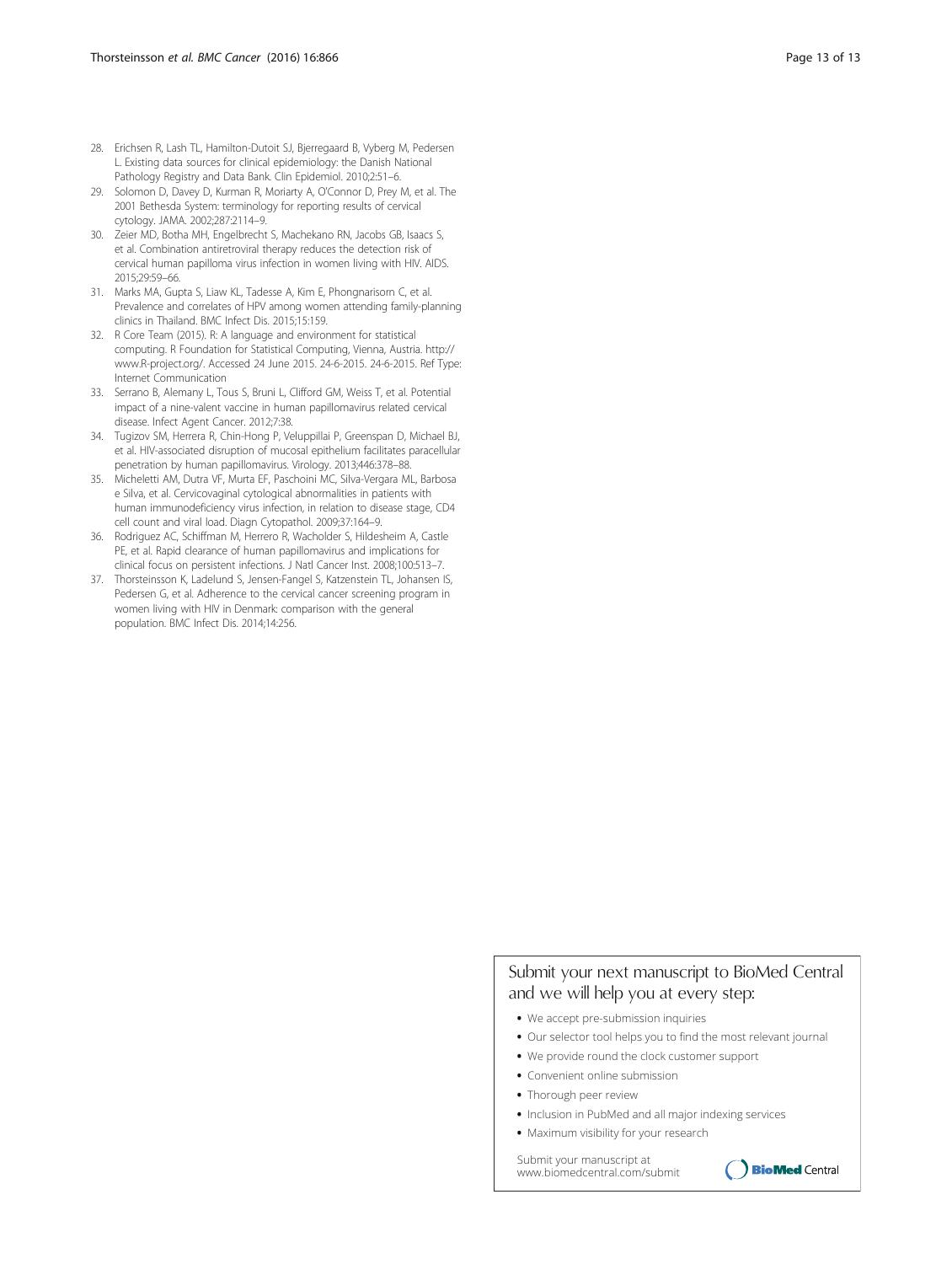28. Erichsen R, Lash TL, Hamilton-Dutoit SJ, Bjerregaard B, Vyberg M, Pedersen L. Existing data sources for clinical epidemiology: the Danish National Pathology Registry and Data Bank. Clin Epidemiol. 2010;2:51–6.
29. Solomon D, Davey D, Kurman R, Moriarty A, O'Connor D, Prey M, et al. The 2001 Bethesda System: terminology for reporting results of cervical cytology. JAMA. 2002;287:2114–9.
30. Zeier MD, Botha MH, Engelbrecht S, Machekano RN, Jacobs GB, Isaacs S, et al. Combination antiretroviral therapy reduces the detection risk of cervical human papilloma virus infection in women living with HIV. AIDS. 2015;29:59–66.
31. Marks MA, Gupta S, Liaw KL, Tadesse A, Kim E, Phongnarisorn C, et al. Prevalence and correlates of HPV among women attending family-planning clinics in Thailand. BMC Infect Dis. 2015;15:159.
32. R Core Team (2015). R: A language and environment for statistical computing. R Foundation for Statistical Computing, Vienna, Austria. http://www.R-project.org/. Accessed 24 June 2015. 24-6-2015. 24-6-2015. Ref Type: Internet Communication
33. Serrano B, Alemany L, Tous S, Bruni L, Clifford GM, Weiss T, et al. Potential impact of a nine-valent vaccine in human papillomavirus related cervical disease. Infect Agent Cancer. 2012;7:38.
34. Tugizov SM, Herrera R, Chin-Hong P, Veluppillai P, Greenspan D, Michael BJ, et al. HIV-associated disruption of mucosal epithelium facilitates paracellular penetration by human papillomavirus. Virology. 2013;446:378–88.
35. Micheletti AM, Dutra VF, Murta EF, Paschoini MC, Silva-Vergara ML, Barbosa e Silva, et al. Cervicovaginal cytological abnormalities in patients with human immunodeficiency virus infection, in relation to disease stage, CD4 cell count and viral load. Diagn Cytopathol. 2009;37:164–9.
36. Rodriguez AC, Schiffman M, Herrero R, Wacholder S, Hildesheim A, Castle PE, et al. Rapid clearance of human papillomavirus and implications for clinical focus on persistent infections. J Natl Cancer Inst. 2008;100:513–7.
37. Thorsteinsson K, Ladelund S, Jensen-Fangel S, Katzenstein TL, Johansen IS, Pedersen G, et al. Adherence to the cervical cancer screening program in women living with HIV in Denmark: comparison with the general population. BMC Infect Dis. 2014;14:256.

Submit your next manuscript to BioMed Central and we will help you at every step:

- We accept pre-submission inquiries
- Our selector tool helps you to find the most relevant journal
- We provide round the clock customer support
- Convenient online submission
- Thorough peer review
- Inclusion in PubMed and all major indexing services
- Maximum visibility for your research

Submit your manuscript at
www.biomedcentral.com/submit

BioMed Central